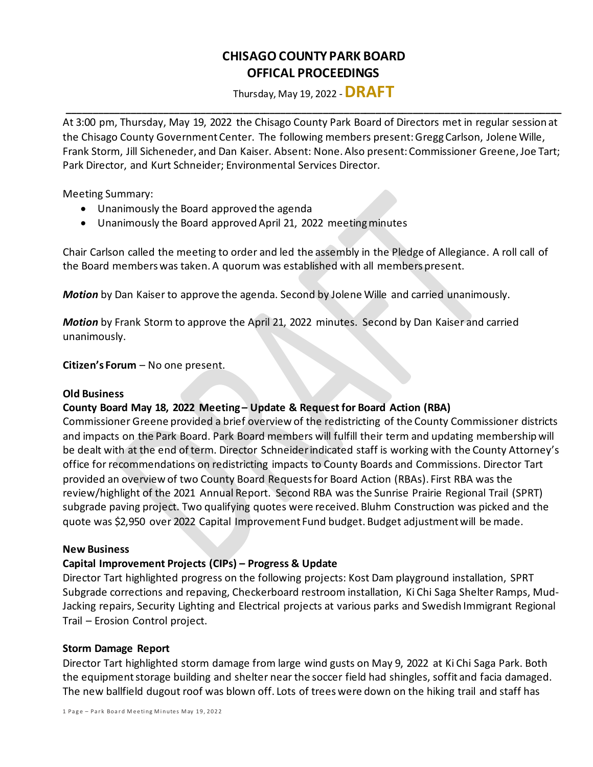# CHISAGO COUNTY PARK BOARD
# OFFICAL PROCEEDINGS

Thursday, May 19, 2022 - **DRAFT**

---

At 3:00 pm, Thursday, May 19, 2022 the Chisago County Park Board of Directors met in regular session at the Chisago County Government Center. The following members present: Gregg Carlson, Jolene Wille, Frank Storm, Jill Sicheneder, and Dan Kaiser. Absent: None. Also present: Commissioner Greene, Joe Tart; Park Director, and Kurt Schneider; Environmental Services Director.

Meeting Summary:

- Unanimously the Board approved the agenda
- Unanimously the Board approved April 21, 2022 meeting minutes

Chair Carlson called the meeting to order and led the assembly in the Pledge of Allegiance. A roll call of the Board members was taken. A quorum was established with all members present.

***Motion*** by Dan Kaiser to approve the agenda. Second by Jolene Wille and carried unanimously.

***Motion*** by Frank Storm to approve the April 21, 2022 minutes. Second by Dan Kaiser and carried unanimously.

**Citizen's Forum** – No one present.

**Old Business**

**County Board May 18, 2022 Meeting – Update & Request for Board Action (RBA)**

Commissioner Greene provided a brief overview of the redistricting of the County Commissioner districts and impacts on the Park Board. Park Board members will fulfill their term and updating membership will be dealt with at the end of term. Director Schneider indicated staff is working with the County Attorney's office for recommendations on redistricting impacts to County Boards and Commissions. Director Tart provided an overview of two County Board Requests for Board Action (RBAs). First RBA was the review/highlight of the 2021 Annual Report. Second RBA was the Sunrise Prairie Regional Trail (SPRT) subgrade paving project. Two qualifying quotes were received. Bluhm Construction was picked and the quote was $2,950 over 2022 Capital Improvement Fund budget. Budget adjustment will be made.

**New Business**

**Capital Improvement Projects (CIPs) – Progress & Update**

Director Tart highlighted progress on the following projects: Kost Dam playground installation, SPRT Subgrade corrections and repaving, Checkerboard restroom installation, Ki Chi Saga Shelter Ramps, Mud-Jacking repairs, Security Lighting and Electrical projects at various parks and Swedish Immigrant Regional Trail – Erosion Control project.

**Storm Damage Report**

Director Tart highlighted storm damage from large wind gusts on May 9, 2022 at Ki Chi Saga Park. Both the equipment storage building and shelter near the soccer field had shingles, soffit and facia damaged. The new ballfield dugout roof was blown off. Lots of trees were down on the hiking trail and staff has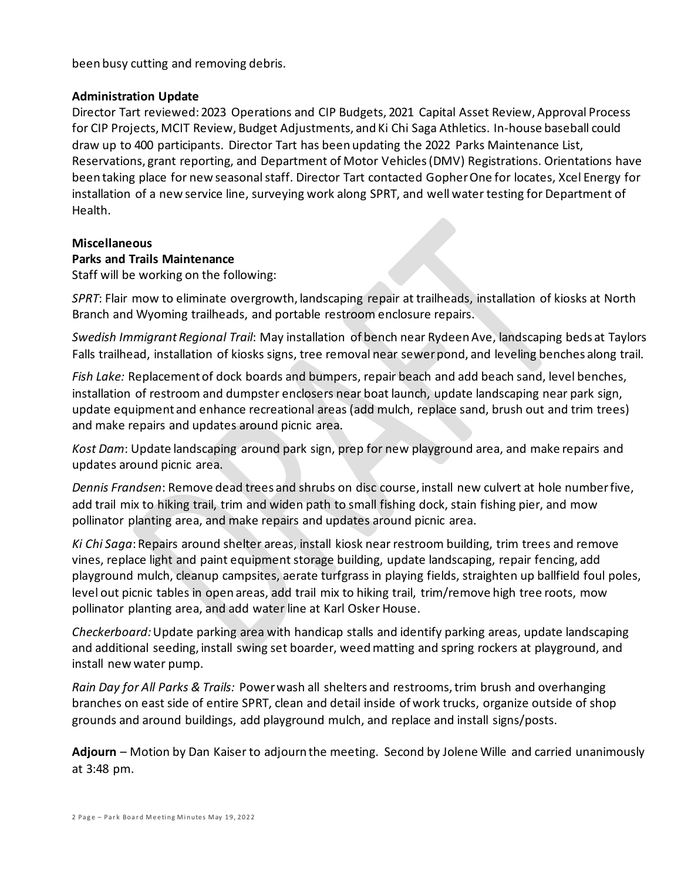been busy cutting and removing debris.

**Administration Update**

Director Tart reviewed: 2023 Operations and CIP Budgets, 2021 Capital Asset Review, Approval Process for CIP Projects, MCIT Review, Budget Adjustments, and Ki Chi Saga Athletics. In-house baseball could draw up to 400 participants. Director Tart has been updating the 2022 Parks Maintenance List, Reservations, grant reporting, and Department of Motor Vehicles (DMV) Registrations. Orientations have been taking place for new seasonal staff. Director Tart contacted Gopher One for locates, Xcel Energy for installation of a new service line, surveying work along SPRT, and well water testing for Department of Health.

**Miscellaneous**

**Parks and Trails Maintenance**

Staff will be working on the following:

*SPRT*: Flair mow to eliminate overgrowth, landscaping repair at trailheads, installation of kiosks at North Branch and Wyoming trailheads, and portable restroom enclosure repairs.

*Swedish Immigrant Regional Trail*: May installation of bench near Rydeen Ave, landscaping beds at Taylors Falls trailhead, installation of kiosks signs, tree removal near sewer pond, and leveling benches along trail.

*Fish Lake:* Replacement of dock boards and bumpers, repair beach and add beach sand, level benches, installation of restroom and dumpster enclosers near boat launch, update landscaping near park sign, update equipment and enhance recreational areas (add mulch, replace sand, brush out and trim trees) and make repairs and updates around picnic area.

*Kost Dam*: Update landscaping around park sign, prep for new playground area, and make repairs and updates around picnic area.

*Dennis Frandsen*: Remove dead trees and shrubs on disc course, install new culvert at hole number five, add trail mix to hiking trail, trim and widen path to small fishing dock, stain fishing pier, and mow pollinator planting area, and make repairs and updates around picnic area.

*Ki Chi Saga*: Repairs around shelter areas, install kiosk near restroom building, trim trees and remove vines, replace light and paint equipment storage building, update landscaping, repair fencing, add playground mulch, cleanup campsites, aerate turfgrass in playing fields, straighten up ballfield foul poles, level out picnic tables in open areas, add trail mix to hiking trail, trim/remove high tree roots, mow pollinator planting area, and add water line at Karl Osker House.

*Checkerboard:* Update parking area with handicap stalls and identify parking areas, update landscaping and additional seeding, install swing set boarder, weed matting and spring rockers at playground, and install new water pump.

*Rain Day for All Parks & Trails:* Power wash all shelters and restrooms, trim brush and overhanging branches on east side of entire SPRT, clean and detail inside of work trucks, organize outside of shop grounds and around buildings, add playground mulch, and replace and install signs/posts.

**Adjourn** – Motion by Dan Kaiser to adjourn the meeting. Second by Jolene Wille and carried unanimously at 3:48 pm.